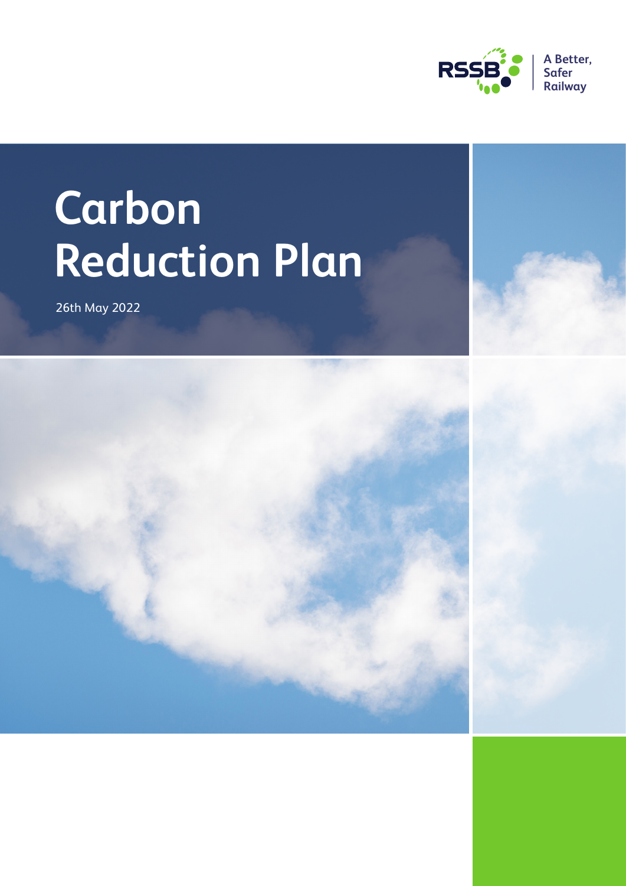RSSB | A Better, Safer Railway

# Carbon Reduction Plan

26th May 2022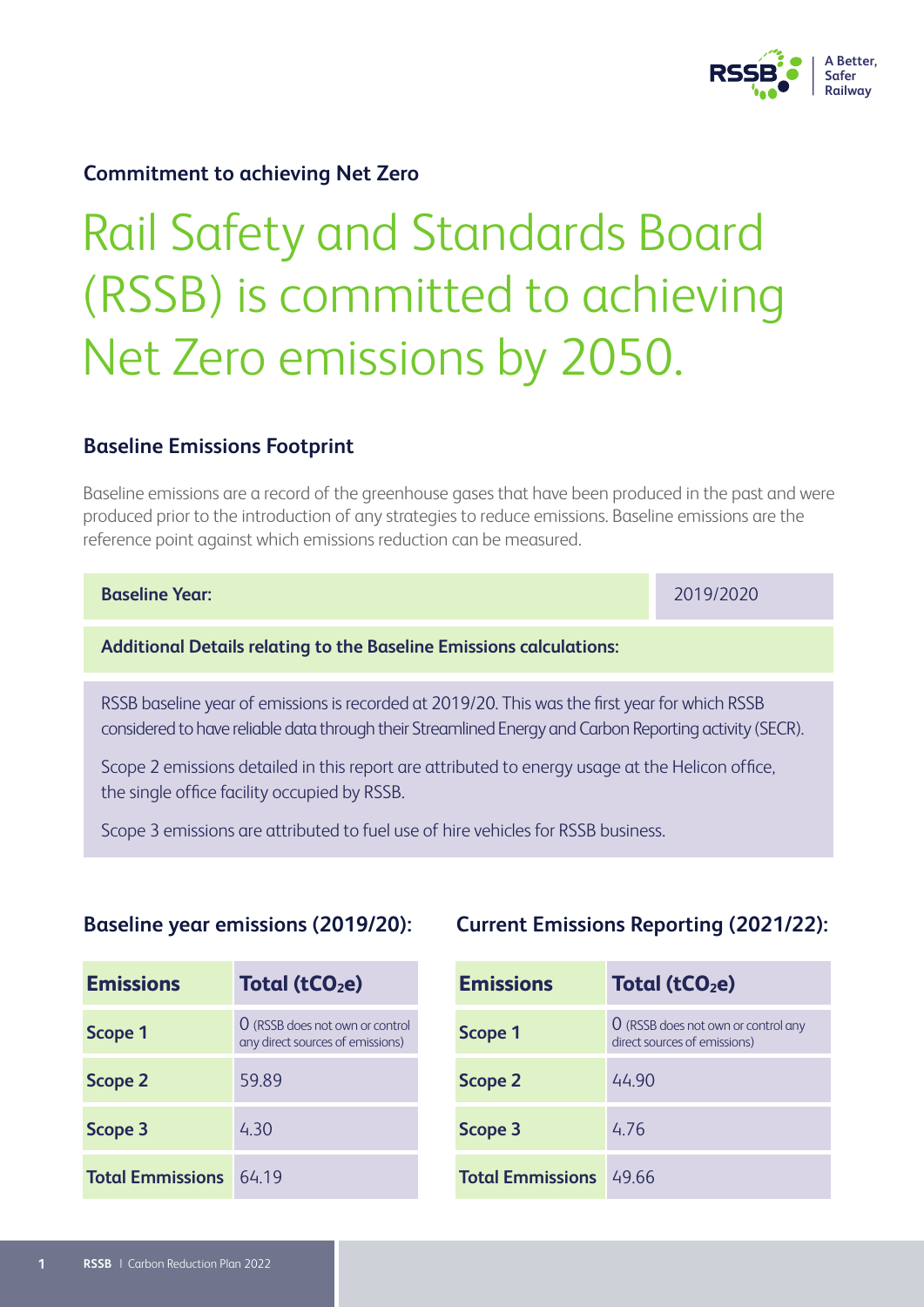**Commitment to achieving Net Zero**

# Rail Safety and Standards Board (RSSB) is committed to achieving Net Zero emissions by 2050.

## Baseline Emissions Footprint

Baseline emissions are a record of the greenhouse gases that have been produced in the past and were produced prior to the introduction of any strategies to reduce emissions. Baseline emissions are the reference point against which emissions reduction can be measured.

| **Baseline Year:** | 2019/2020 |
|---|---|

**Additional Details relating to the Baseline Emissions calculations:**

RSSB baseline year of emissions is recorded at 2019/20. This was the first year for which RSSB considered to have reliable data through their Streamlined Energy and Carbon Reporting activity (SECR).

Scope 2 emissions detailed in this report are attributed to energy usage at the Helicon office, the single office facility occupied by RSSB.

Scope 3 emissions are attributed to fuel use of hire vehicles for RSSB business.

### Baseline year emissions (2019/20):

| Emissions | Total ($tCO_2e$) |
|---|---|
| Scope 1 | 0 (RSSB does not own or control any direct sources of emissions) |
| Scope 2 | 59.89 |
| Scope 3 | 4.30 |
| Total Emmissions | 64.19 |

### Current Emissions Reporting (2021/22):

| Emissions | Total ($tCO_2e$) |
|---|---|
| Scope 1 | 0 (RSSB does not own or control any direct sources of emissions) |
| Scope 2 | 44.90 |
| Scope 3 | 4.76 |
| Total Emmissions | 49.66 |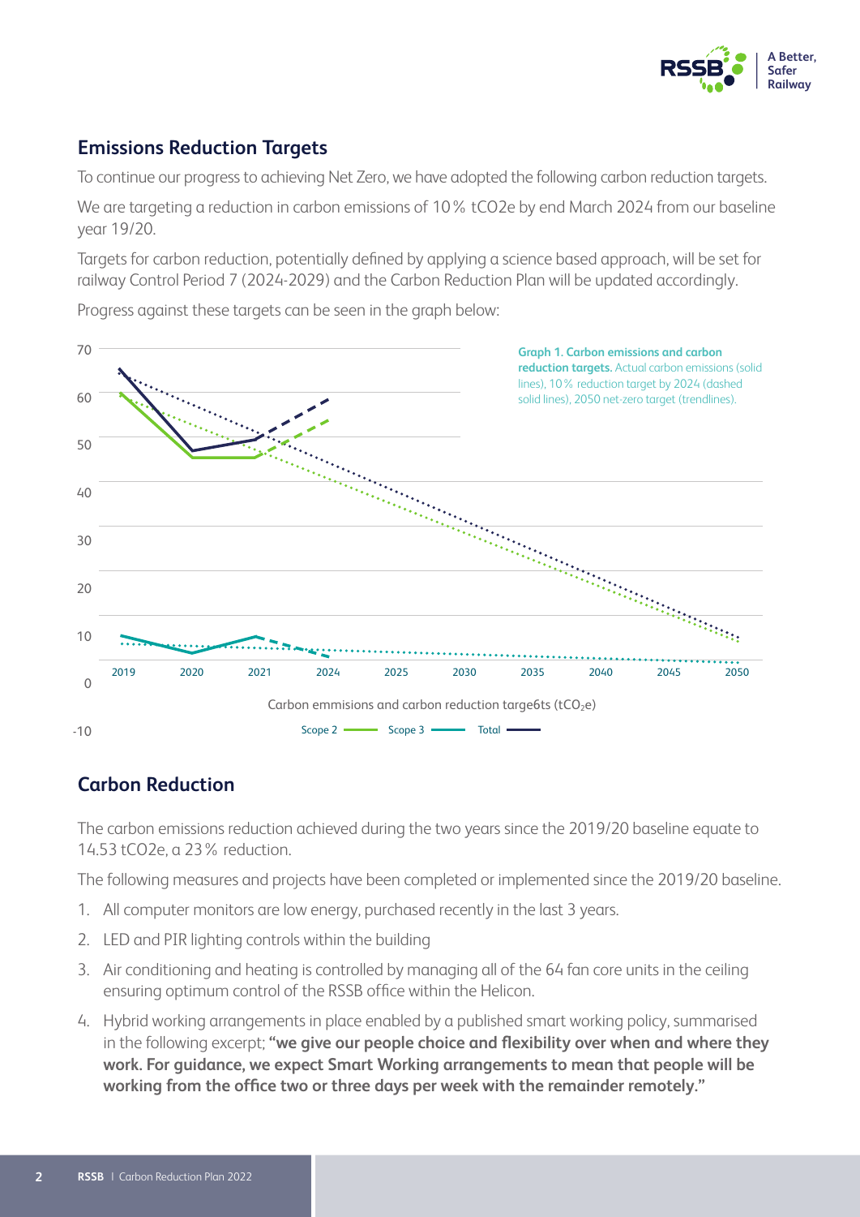## Emissions Reduction Targets

To continue our progress to achieving Net Zero, we have adopted the following carbon reduction targets.

We are targeting a reduction in carbon emissions of 10% tCO2e by end March 2024 from our baseline year 19/20.

Targets for carbon reduction, potentially defined by applying a science based approach, will be set for railway Control Period 7 (2024-2029) and the Carbon Reduction Plan will be updated accordingly.

Progress against these targets can be seen in the graph below:

**Graph 1. Carbon emissions and carbon reduction targets.** Actual carbon emissions (solid lines), 10% reduction target by 2024 (dashed solid lines), 2050 net-zero target (trendlines).

Carbon emmisions and carbon reduction targe6ts ($tCO_2e$)

Scope 2 — Scope 3 — Total

## Carbon Reduction

The carbon emissions reduction achieved during the two years since the 2019/20 baseline equate to 14.53 tCO2e, a 23% reduction.

The following measures and projects have been completed or implemented since the 2019/20 baseline.

1. All computer monitors are low energy, purchased recently in the last 3 years.
2. LED and PIR lighting controls within the building
3. Air conditioning and heating is controlled by managing all of the 64 fan core units in the ceiling ensuring optimum control of the RSSB office within the Helicon.
4. Hybrid working arrangements in place enabled by a published smart working policy, summarised in the following excerpt; **"we give our people choice and flexibility over when and where they work. For guidance, we expect Smart Working arrangements to mean that people will be working from the office two or three days per week with the remainder remotely."**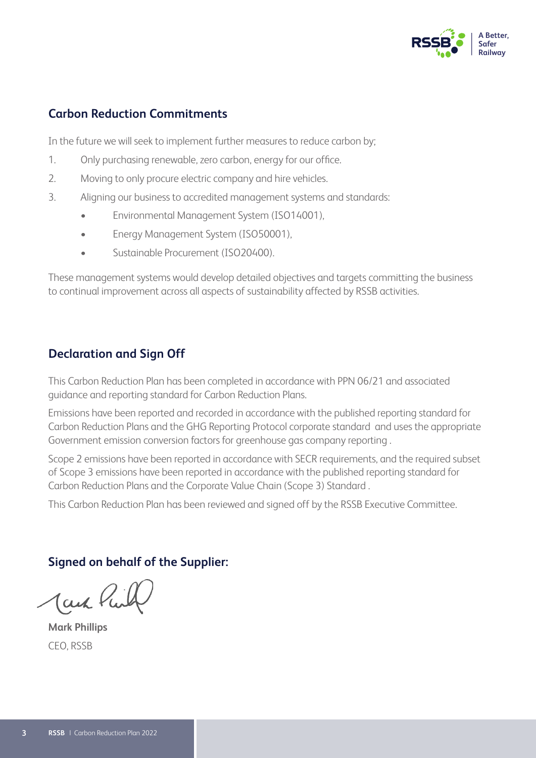## Carbon Reduction Commitments

In the future we will seek to implement further measures to reduce carbon by;

1. Only purchasing renewable, zero carbon, energy for our office.
2. Moving to only procure electric company and hire vehicles.
3. Aligning our business to accredited management systems and standards:
   - Environmental Management System (ISO14001),
   - Energy Management System (ISO50001),
   - Sustainable Procurement (ISO20400).

These management systems would develop detailed objectives and targets committing the business to continual improvement across all aspects of sustainability affected by RSSB activities.

## Declaration and Sign Off

This Carbon Reduction Plan has been completed in accordance with PPN 06/21 and associated guidance and reporting standard for Carbon Reduction Plans.

Emissions have been reported and recorded in accordance with the published reporting standard for Carbon Reduction Plans and the GHG Reporting Protocol corporate standard and uses the appropriate Government emission conversion factors for greenhouse gas company reporting .

Scope 2 emissions have been reported in accordance with SECR requirements, and the required subset of Scope 3 emissions have been reported in accordance with the published reporting standard for Carbon Reduction Plans and the Corporate Value Chain (Scope 3) Standard .

This Carbon Reduction Plan has been reviewed and signed off by the RSSB Executive Committee.

## Signed on behalf of the Supplier:

**Mark Phillips**

CEO, RSSB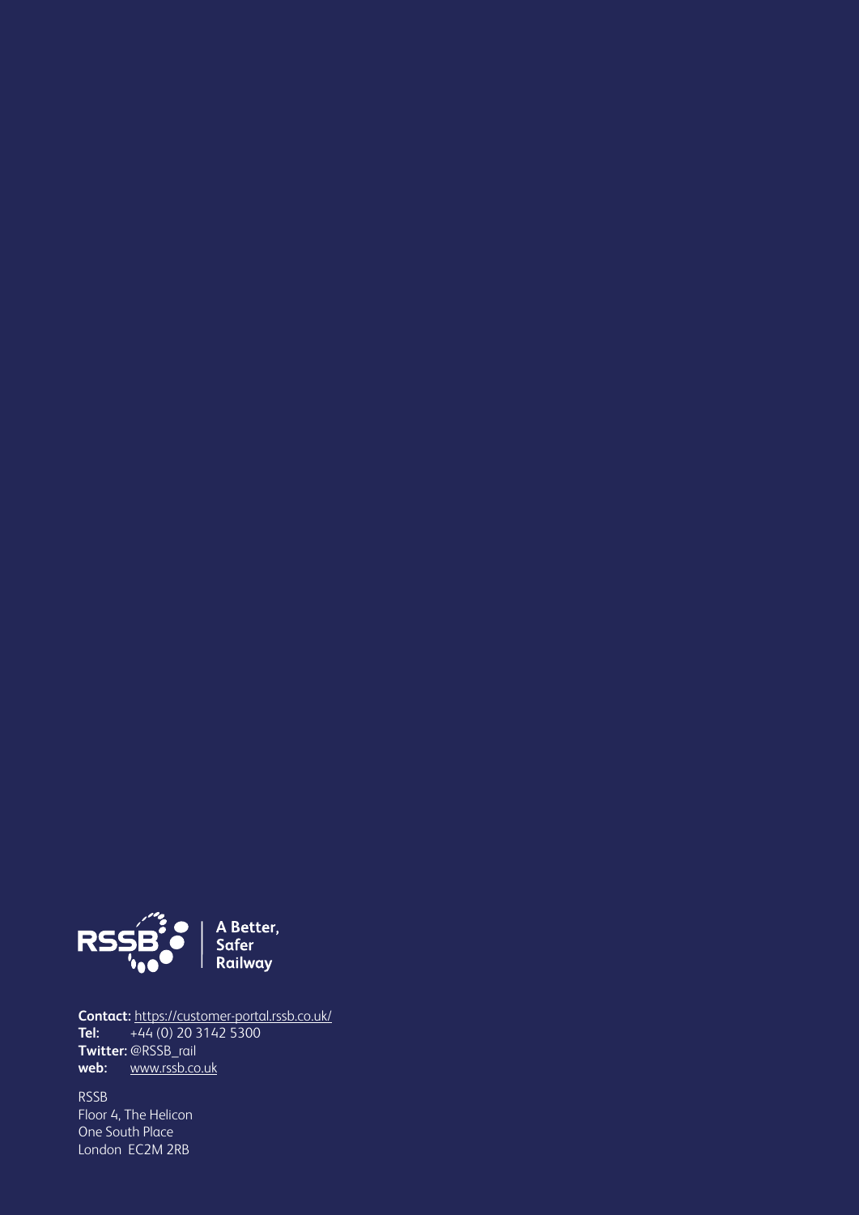RSSB | A Better, Safer Railway

**Contact:** https://customer-portal.rssb.co.uk/
**Tel:** +44 (0) 20 3142 5300
**Twitter:** @RSSB_rail
**web:** www.rssb.co.uk

RSSB
Floor 4, The Helicon
One South Place
London EC2M 2RB